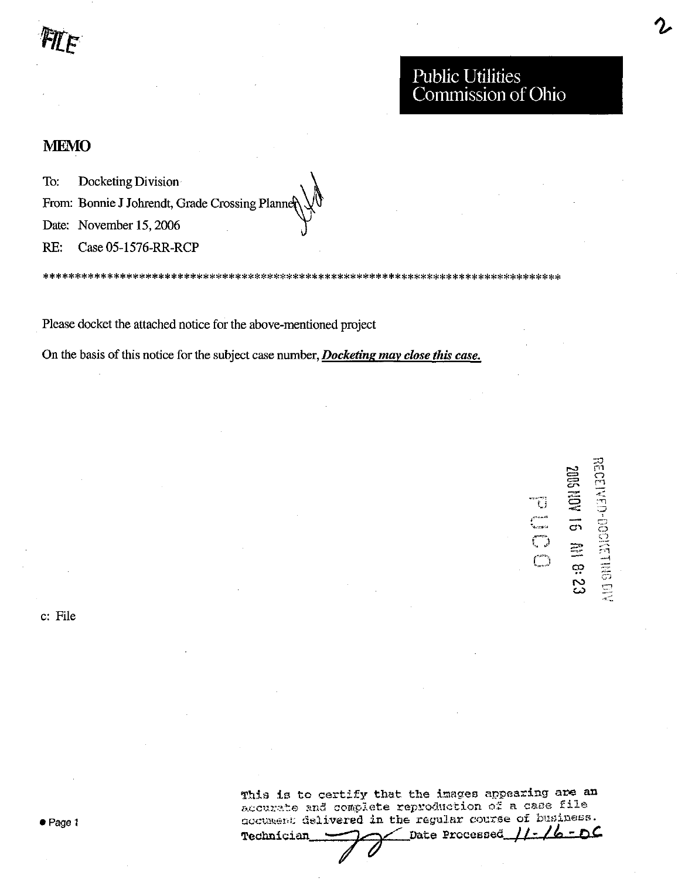FILE

Public Utilities Commission of Ohio

# MEMO

To: Docketing Division

From: Bonnie J Johrendt, Grade Crossing Planner

Date: November 15, 2006

RE: Case 05-1576-RR-RCP

************************************************************************************

Please docket the attached notice for the above-mentioned project

On the basis of this notice for the subject case number, ***Docketing may close this case.***

RECEIVED-DOCKETING DIV
2006 NOV 16 AM 8:23
PUCO

c: File

This is to certify that the images appearing are an accurate and complete reproduction of a case file document delivered in the regular course of business.
Technician ______ Date Processed 11-16-06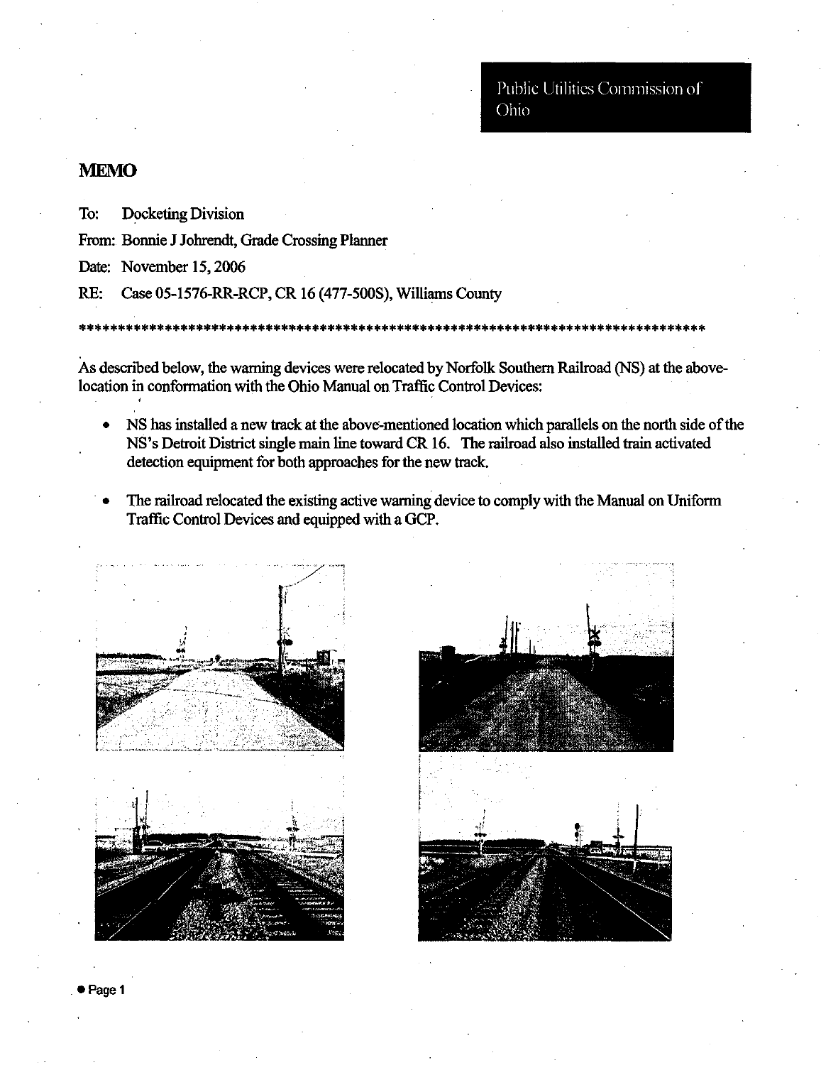Public Utilities Commission of Ohio

## MEMO

To: Docketing Division

From: Bonnie J Johrendt, Grade Crossing Planner

Date: November 15, 2006

RE: Case 05-1576-RR-RCP, CR 16 (477-500S), Williams County

**************************************************************************************

As described below, the warning devices were relocated by Norfolk Southern Railroad (NS) at the above-location in conformation with the Ohio Manual on Traffic Control Devices:

- NS has installed a new track at the above-mentioned location which parallels on the north side of the NS's Detroit District single main line toward CR 16. The railroad also installed train activated detection equipment for both approaches for the new track.

- The railroad relocated the existing active warning device to comply with the Manual on Uniform Traffic Control Devices and equipped with a GCP.